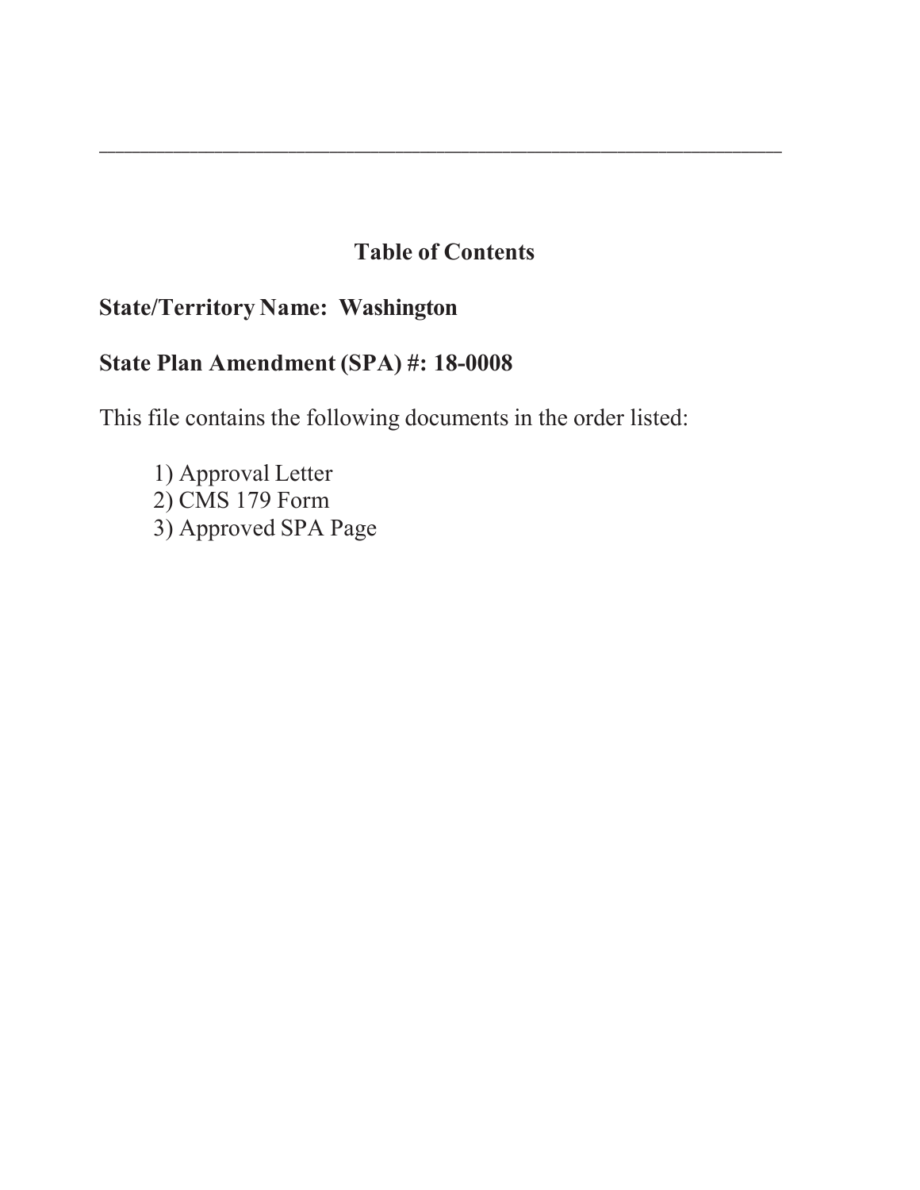---

## Table of Contents

**State/Territory Name: Washington**

**State Plan Amendment (SPA) #: 18-0008**

This file contains the following documents in the order listed:

1) Approval Letter
2) CMS 179 Form
3) Approved SPA Page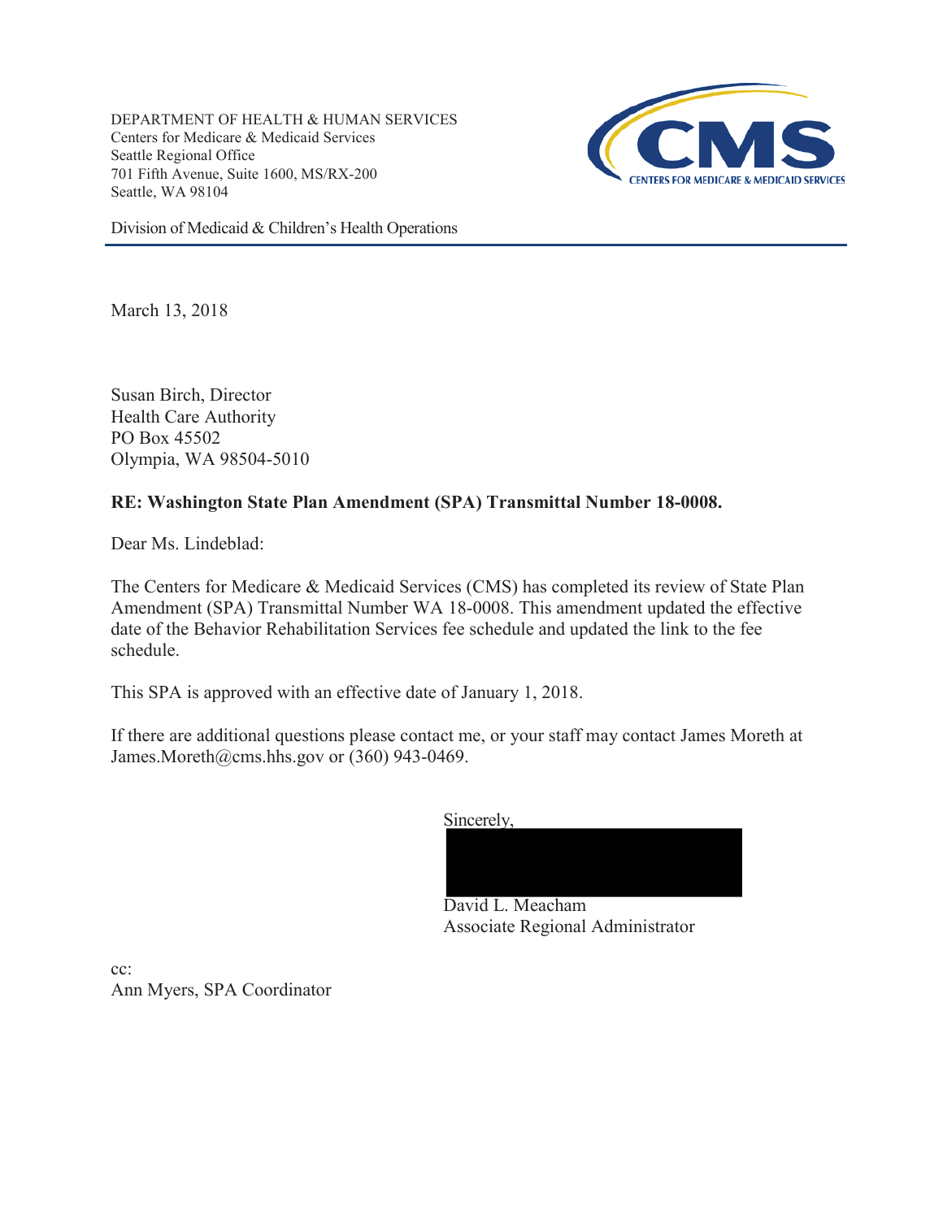DEPARTMENT OF HEALTH & HUMAN SERVICES
Centers for Medicare & Medicaid Services
Seattle Regional Office
701 Fifth Avenue, Suite 1600, MS/RX-200
Seattle, WA 98104

CMS
CENTERS FOR MEDICARE & MEDICAID SERVICES

Division of Medicaid & Children's Health Operations

March 13, 2018

Susan Birch, Director
Health Care Authority
PO Box 45502
Olympia, WA 98504-5010

**RE: Washington State Plan Amendment (SPA) Transmittal Number 18-0008.**

Dear Ms. Lindeblad:

The Centers for Medicare & Medicaid Services (CMS) has completed its review of State Plan Amendment (SPA) Transmittal Number WA 18-0008. This amendment updated the effective date of the Behavior Rehabilitation Services fee schedule and updated the link to the fee schedule.

This SPA is approved with an effective date of January 1, 2018.

If there are additional questions please contact me, or your staff may contact James Moreth at James.Moreth@cms.hhs.gov or (360) 943-0469.

Sincerely,

David L. Meacham
Associate Regional Administrator

cc:
Ann Myers, SPA Coordinator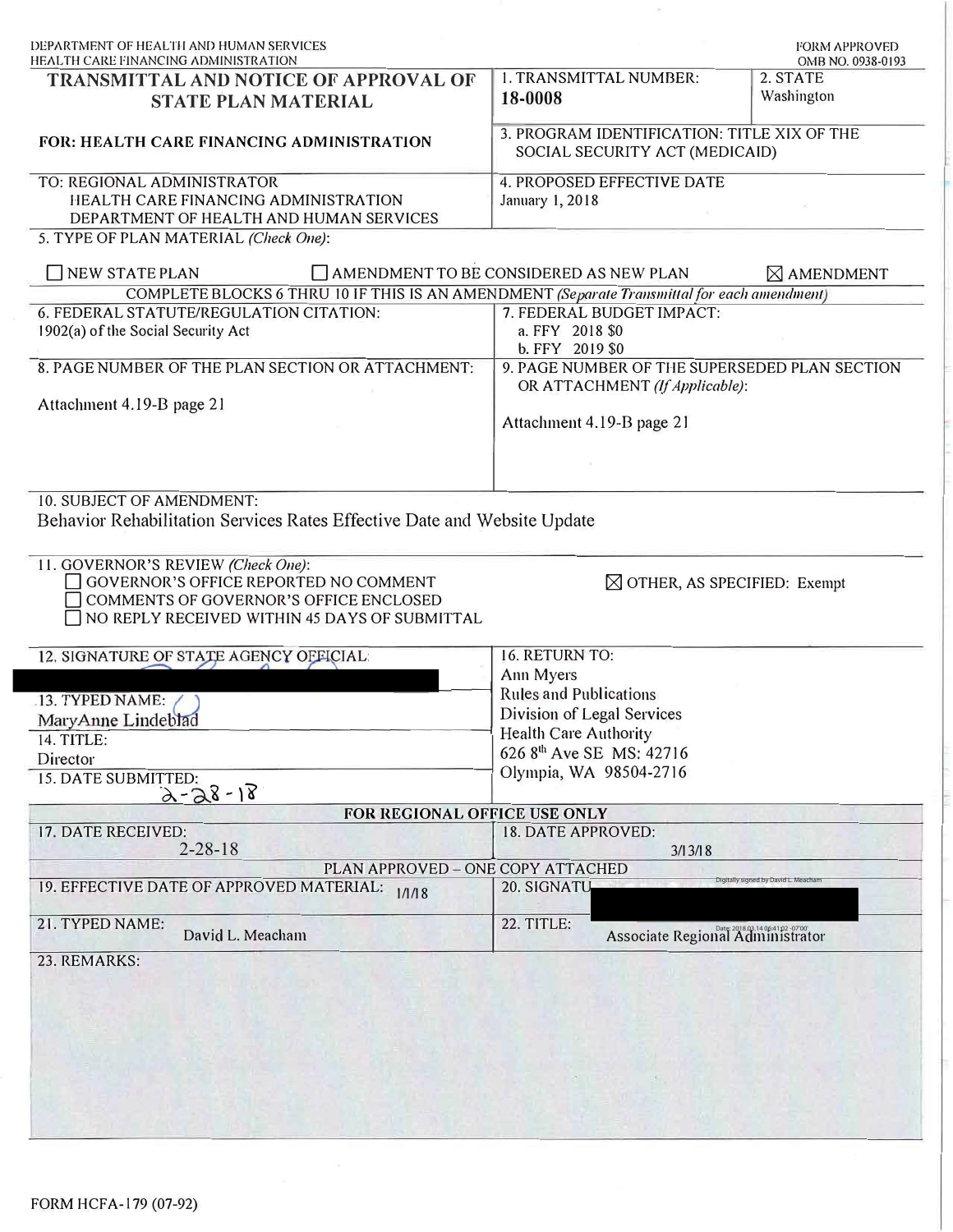DEPARTMENT OF HEALTH AND HUMAN SERVICES
HEALTH CARE FINANCING ADMINISTRATION

FORM APPROVED
OMB NO. 0938-0193

| | |
|---|---|
| **TRANSMITTAL AND NOTICE OF APPROVAL OF STATE PLAN MATERIAL** | 1. TRANSMITTAL NUMBER: **18-0008** |
| | 2. STATE: Washington |
| **FOR: HEALTH CARE FINANCING ADMINISTRATION** | 3. PROGRAM IDENTIFICATION: TITLE XIX OF THE SOCIAL SECURITY ACT (MEDICAID) |
| TO: REGIONAL ADMINISTRATOR<br>HEALTH CARE FINANCING ADMINISTRATION<br>DEPARTMENT OF HEALTH AND HUMAN SERVICES | 4. PROPOSED EFFECTIVE DATE<br>January 1, 2018 |

5. TYPE OF PLAN MATERIAL *(Check One)*:

☐ NEW STATE PLAN ☐ AMENDMENT TO BE CONSIDERED AS NEW PLAN ☒ AMENDMENT

COMPLETE BLOCKS 6 THRU 10 IF THIS IS AN AMENDMENT *(Separate Transmittal for each amendment)*

| | |
|---|---|
| 6. FEDERAL STATUTE/REGULATION CITATION:<br>1902(a) of the Social Security Act | 7. FEDERAL BUDGET IMPACT:<br>a. FFY 2018 $0<br>b. FFY 2019 $0 |
| 8. PAGE NUMBER OF THE PLAN SECTION OR ATTACHMENT:<br>Attachment 4.19-B page 21 | 9. PAGE NUMBER OF THE SUPERSEDED PLAN SECTION OR ATTACHMENT *(If Applicable)*:<br>Attachment 4.19-B page 21 |

10. SUBJECT OF AMENDMENT:
Behavior Rehabilitation Services Rates Effective Date and Website Update

11. GOVERNOR'S REVIEW *(Check One)*:
☐ GOVERNOR'S OFFICE REPORTED NO COMMENT
☐ COMMENTS OF GOVERNOR'S OFFICE ENCLOSED
☐ NO REPLY RECEIVED WITHIN 45 DAYS OF SUBMITTAL
☒ OTHER, AS SPECIFIED: Exempt

| | |
|---|---|
| 12. SIGNATURE OF STATE AGENCY OFFICIAL: | 16. RETURN TO:<br>Ann Myers<br>Rules and Publications<br>Division of Legal Services<br>Health Care Authority<br>626 8th Ave SE MS: 42716<br>Olympia, WA 98504-2716 |
| 13. TYPED NAME:<br>MaryAnne Lindeblad | |
| 14. TITLE:<br>Director | |
| 15. DATE SUBMITTED:<br>2-28-18 | |

**FOR REGIONAL OFFICE USE ONLY**

| | |
|---|---|
| 17. DATE RECEIVED:<br>2-28-18 | 18. DATE APPROVED:<br>3/13/18 |

PLAN APPROVED – ONE COPY ATTACHED

| | |
|---|---|
| 19. EFFECTIVE DATE OF APPROVED MATERIAL: 1/1/18 | 20. SIGNATURE:<br>Digitally signed by David L. Meacham |
| 21. TYPED NAME:<br>David L. Meacham | 22. TITLE:<br>Associate Regional Administrator<br>Date: 2018.03.14 06:41:02 -07'00' |

23. REMARKS:

FORM HCFA-179 (07-92)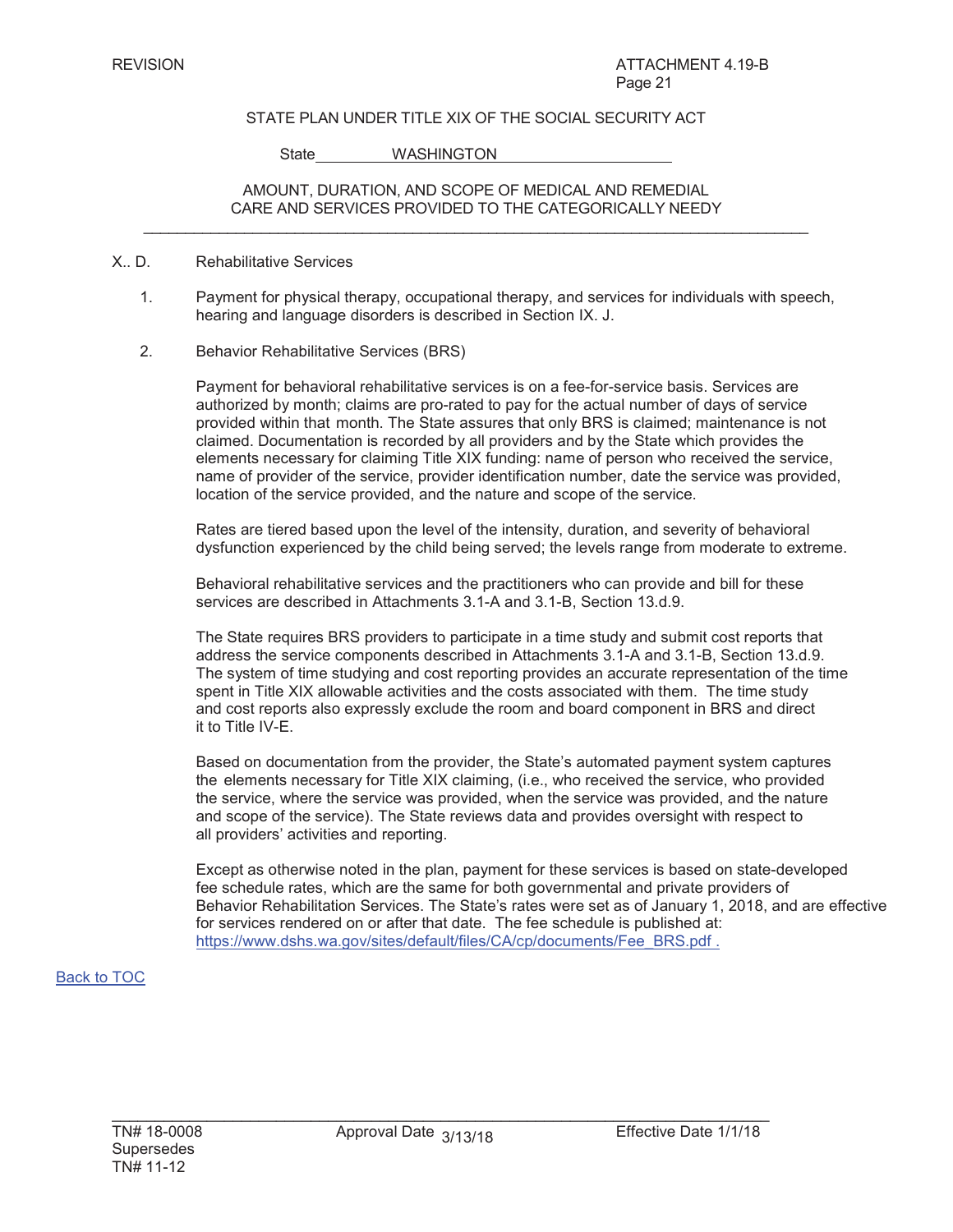REVISION

ATTACHMENT 4.19-B
Page 21

STATE PLAN UNDER TITLE XIX OF THE SOCIAL SECURITY ACT

State WASHINGTON

AMOUNT, DURATION, AND SCOPE OF MEDICAL AND REMEDIAL CARE AND SERVICES PROVIDED TO THE CATEGORICALLY NEEDY

X.. D. Rehabilitative Services

1. Payment for physical therapy, occupational therapy, and services for individuals with speech, hearing and language disorders is described in Section IX. J.

2. Behavior Rehabilitative Services (BRS)

   Payment for behavioral rehabilitative services is on a fee-for-service basis. Services are authorized by month; claims are pro-rated to pay for the actual number of days of service provided within that month. The State assures that only BRS is claimed; maintenance is not claimed. Documentation is recorded by all providers and by the State which provides the elements necessary for claiming Title XIX funding: name of person who received the service, name of provider of the service, provider identification number, date the service was provided, location of the service provided, and the nature and scope of the service.

   Rates are tiered based upon the level of the intensity, duration, and severity of behavioral dysfunction experienced by the child being served; the levels range from moderate to extreme.

   Behavioral rehabilitative services and the practitioners who can provide and bill for these services are described in Attachments 3.1-A and 3.1-B, Section 13.d.9.

   The State requires BRS providers to participate in a time study and submit cost reports that address the service components described in Attachments 3.1-A and 3.1-B, Section 13.d.9. The system of time studying and cost reporting provides an accurate representation of the time spent in Title XIX allowable activities and the costs associated with them. The time study and cost reports also expressly exclude the room and board component in BRS and direct it to Title IV-E.

   Based on documentation from the provider, the State's automated payment system captures the elements necessary for Title XIX claiming, (i.e., who received the service, who provided the service, where the service was provided, when the service was provided, and the nature and scope of the service). The State reviews data and provides oversight with respect to all providers' activities and reporting.

   Except as otherwise noted in the plan, payment for these services is based on state-developed fee schedule rates, which are the same for both governmental and private providers of Behavior Rehabilitation Services. The State's rates were set as of January 1, 2018, and are effective for services rendered on or after that date. The fee schedule is published at: https://www.dshs.wa.gov/sites/default/files/CA/cp/documents/Fee_BRS.pdf .

Back to TOC

TN# 18-0008
Supersedes
TN# 11-12

Approval Date 3/13/18

Effective Date 1/1/18